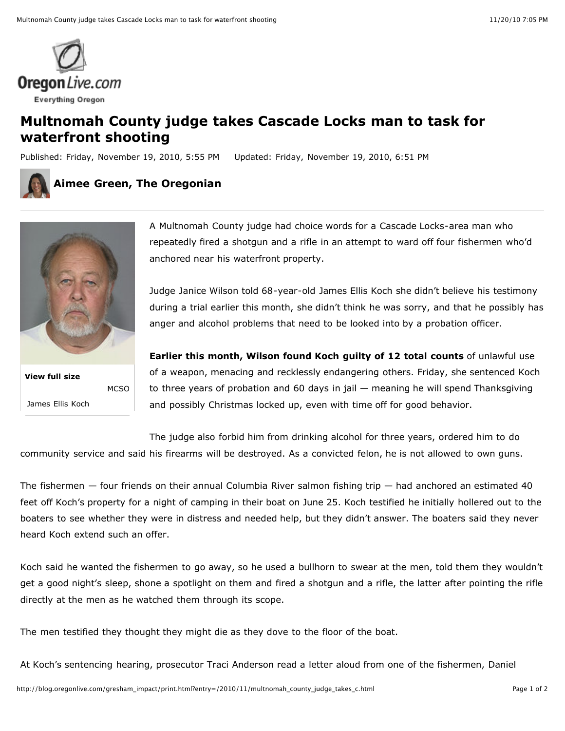# Multnomah County judge takes Cascade Locks man to task for waterfront shooting

Published: Friday, November 19, 2010, 5:55 PM    Updated: Friday, November 19, 2010, 6:51 PM

**Aimee Green, The Oregonian**

View full size

MCSO

James Ellis Koch

A Multnomah County judge had choice words for a Cascade Locks-area man who repeatedly fired a shotgun and a rifle in an attempt to ward off four fishermen who'd anchored near his waterfront property.

Judge Janice Wilson told 68-year-old James Ellis Koch she didn't believe his testimony during a trial earlier this month, she didn't think he was sorry, and that he possibly has anger and alcohol problems that need to be looked into by a probation officer.

**Earlier this month, Wilson found Koch guilty of 12 total counts** of unlawful use of a weapon, menacing and recklessly endangering others. Friday, she sentenced Koch to three years of probation and 60 days in jail — meaning he will spend Thanksgiving and possibly Christmas locked up, even with time off for good behavior.

The judge also forbid him from drinking alcohol for three years, ordered him to do community service and said his firearms will be destroyed. As a convicted felon, he is not allowed to own guns.

The fishermen — four friends on their annual Columbia River salmon fishing trip — had anchored an estimated 40 feet off Koch's property for a night of camping in their boat on June 25. Koch testified he initially hollered out to the boaters to see whether they were in distress and needed help, but they didn't answer. The boaters said they never heard Koch extend such an offer.

Koch said he wanted the fishermen to go away, so he used a bullhorn to swear at the men, told them they wouldn't get a good night's sleep, shone a spotlight on them and fired a shotgun and a rifle, the latter after pointing the rifle directly at the men as he watched them through its scope.

The men testified they thought they might die as they dove to the floor of the boat.

At Koch's sentencing hearing, prosecutor Traci Anderson read a letter aloud from one of the fishermen, Daniel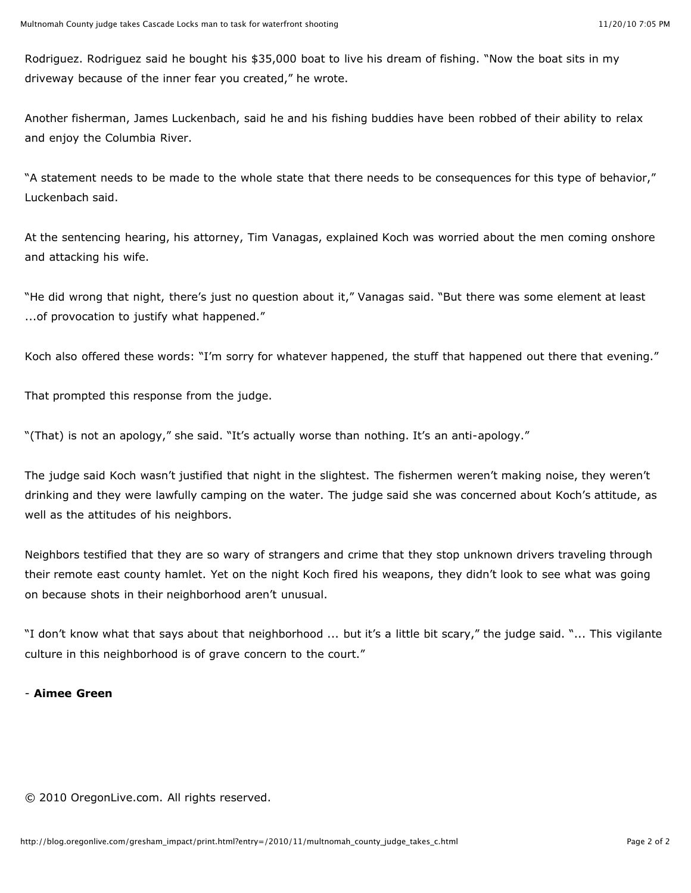Rodriguez. Rodriguez said he bought his $35,000 boat to live his dream of fishing. "Now the boat sits in my driveway because of the inner fear you created," he wrote.

Another fisherman, James Luckenbach, said he and his fishing buddies have been robbed of their ability to relax and enjoy the Columbia River.

"A statement needs to be made to the whole state that there needs to be consequences for this type of behavior," Luckenbach said.

At the sentencing hearing, his attorney, Tim Vanagas, explained Koch was worried about the men coming onshore and attacking his wife.

"He did wrong that night, there's just no question about it," Vanagas said. "But there was some element at least ...of provocation to justify what happened."

Koch also offered these words: "I'm sorry for whatever happened, the stuff that happened out there that evening."

That prompted this response from the judge.

"(That) is not an apology," she said. "It's actually worse than nothing. It's an anti-apology."

The judge said Koch wasn't justified that night in the slightest. The fishermen weren't making noise, they weren't drinking and they were lawfully camping on the water. The judge said she was concerned about Koch's attitude, as well as the attitudes of his neighbors.

Neighbors testified that they are so wary of strangers and crime that they stop unknown drivers traveling through their remote east county hamlet. Yet on the night Koch fired his weapons, they didn't look to see what was going on because shots in their neighborhood aren't unusual.

"I don't know what that says about that neighborhood ... but it's a little bit scary," the judge said. "... This vigilante culture in this neighborhood is of grave concern to the court."

- **Aimee Green**

© 2010 OregonLive.com. All rights reserved.